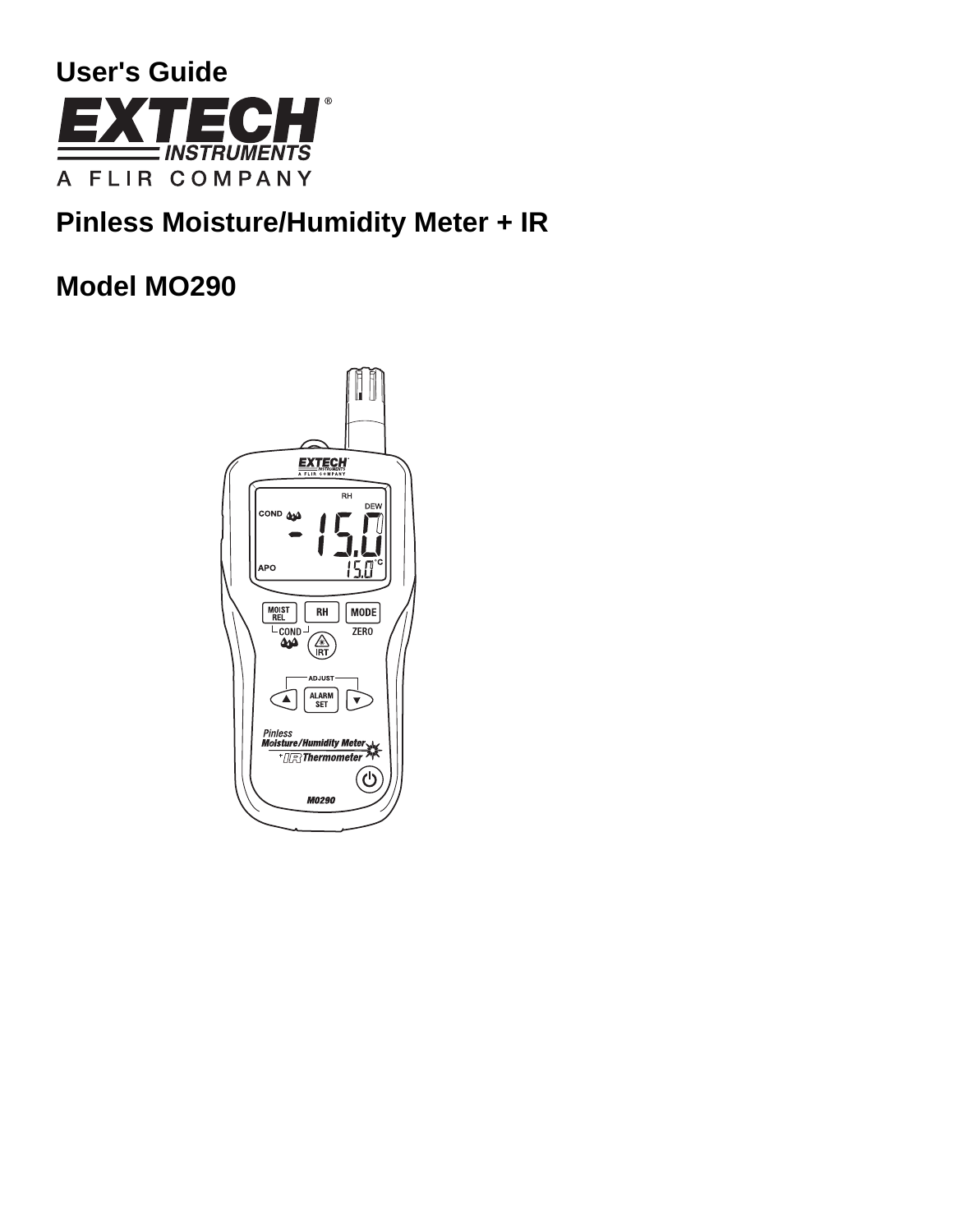# User's Guide

**EXTECH INSTRUMENTS**

A FLIR COMPANY

## Pinless Moisture/Humidity Meter + IR

## Model MO290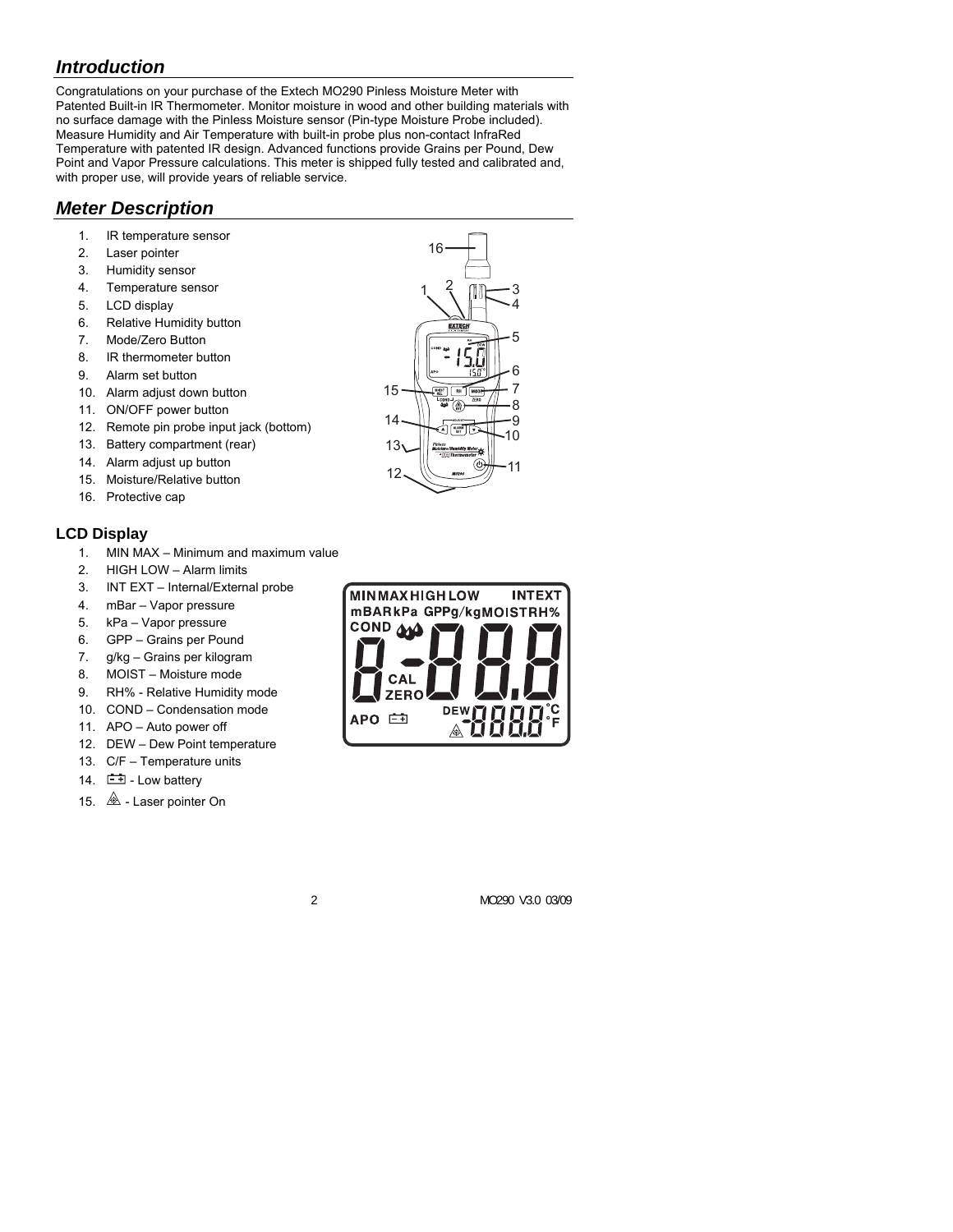## *Introduction*

Congratulations on your purchase of the Extech MO290 Pinless Moisture Meter with Patented Built-in IR Thermometer. Monitor moisture in wood and other building materials with no surface damage with the Pinless Moisture sensor (Pin-type Moisture Probe included). Measure Humidity and Air Temperature with built-in probe plus non-contact InfraRed Temperature with patented IR design. Advanced functions provide Grains per Pound, Dew Point and Vapor Pressure calculations. This meter is shipped fully tested and calibrated and, with proper use, will provide years of reliable service.

## *Meter Description*

1. IR temperature sensor
2. Laser pointer
3. Humidity sensor
4. Temperature sensor
5. LCD display
6. Relative Humidity button
7. Mode/Zero Button
8. IR thermometer button
9. Alarm set button
10. Alarm adjust down button
11. ON/OFF power button
12. Remote pin probe input jack (bottom)
13. Battery compartment (rear)
14. Alarm adjust up button
15. Moisture/Relative button
16. Protective cap

### LCD Display

1. MIN MAX – Minimum and maximum value
2. HIGH LOW – Alarm limits
3. INT EXT – Internal/External probe
4. mBar – Vapor pressure
5. kPa – Vapor pressure
6. GPP – Grains per Pound
7. g/kg – Grains per kilogram
8. MOIST – Moisture mode
9. RH% - Relative Humidity mode
10. COND – Condensation mode
11. APO – Auto power off
12. DEW – Dew Point temperature
13. C/F – Temperature units
14. - Low battery
15. - Laser pointer On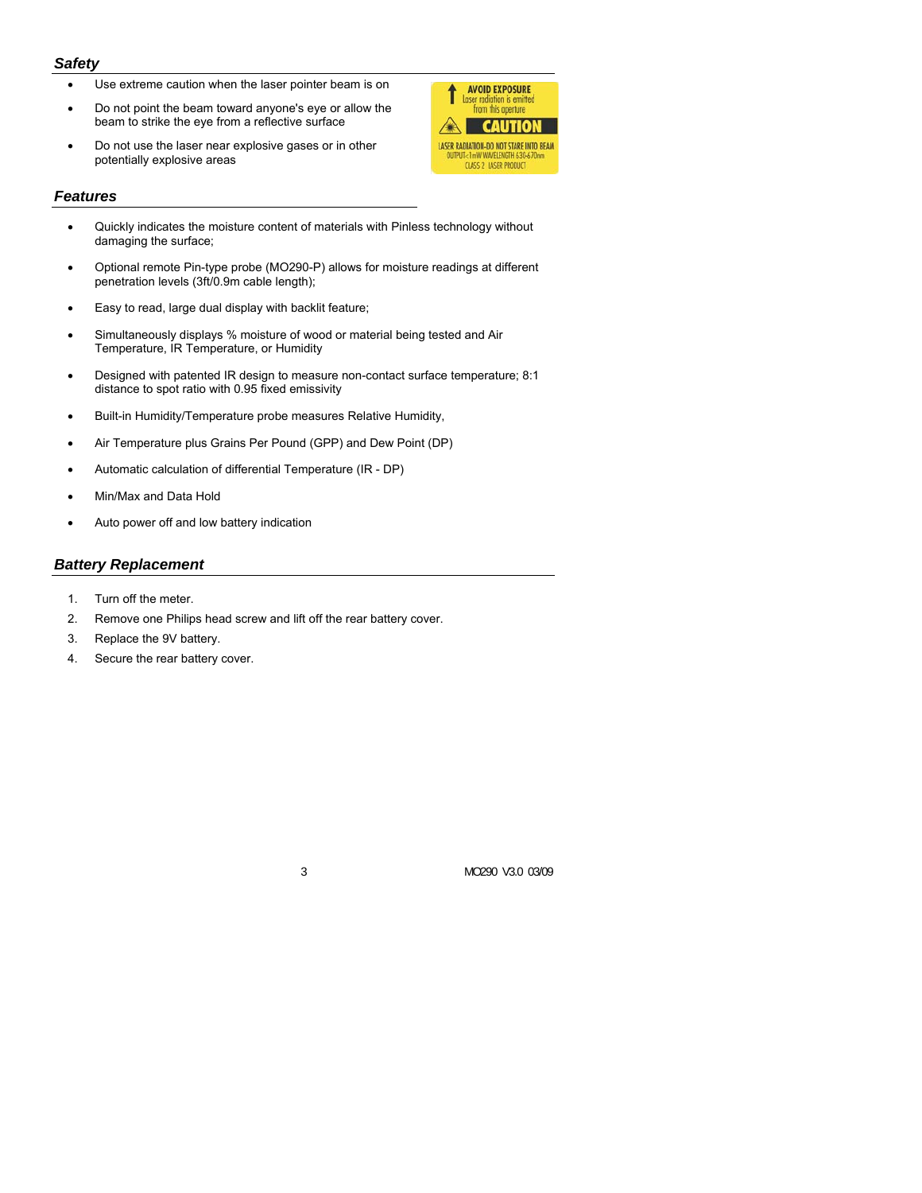## *Safety*

- Use extreme caution when the laser pointer beam is on
- Do not point the beam toward anyone's eye or allow the beam to strike the eye from a reflective surface
- Do not use the laser near explosive gases or in other potentially explosive areas

AVOID EXPOSURE
Laser radiation is emitted from this aperture
CAUTION
LASER RADIATION-DO NOT STARE INTO BEAM
OUTPUT<1mW WAVELENGTH 630-670nm
CLASS 2 LASER PRODUCT

## *Features*

- Quickly indicates the moisture content of materials with Pinless technology without damaging the surface;
- Optional remote Pin-type probe (MO290-P) allows for moisture readings at different penetration levels (3ft/0.9m cable length);
- Easy to read, large dual display with backlit feature;
- Simultaneously displays % moisture of wood or material being tested and Air Temperature, IR Temperature, or Humidity
- Designed with patented IR design to measure non-contact surface temperature; 8:1 distance to spot ratio with 0.95 fixed emissivity
- Built-in Humidity/Temperature probe measures Relative Humidity,
- Air Temperature plus Grains Per Pound (GPP) and Dew Point (DP)
- Automatic calculation of differential Temperature (IR - DP)
- Min/Max and Data Hold
- Auto power off and low battery indication

## *Battery Replacement*

1. Turn off the meter.
2. Remove one Philips head screw and lift off the rear battery cover.
3. Replace the 9V battery.
4. Secure the rear battery cover.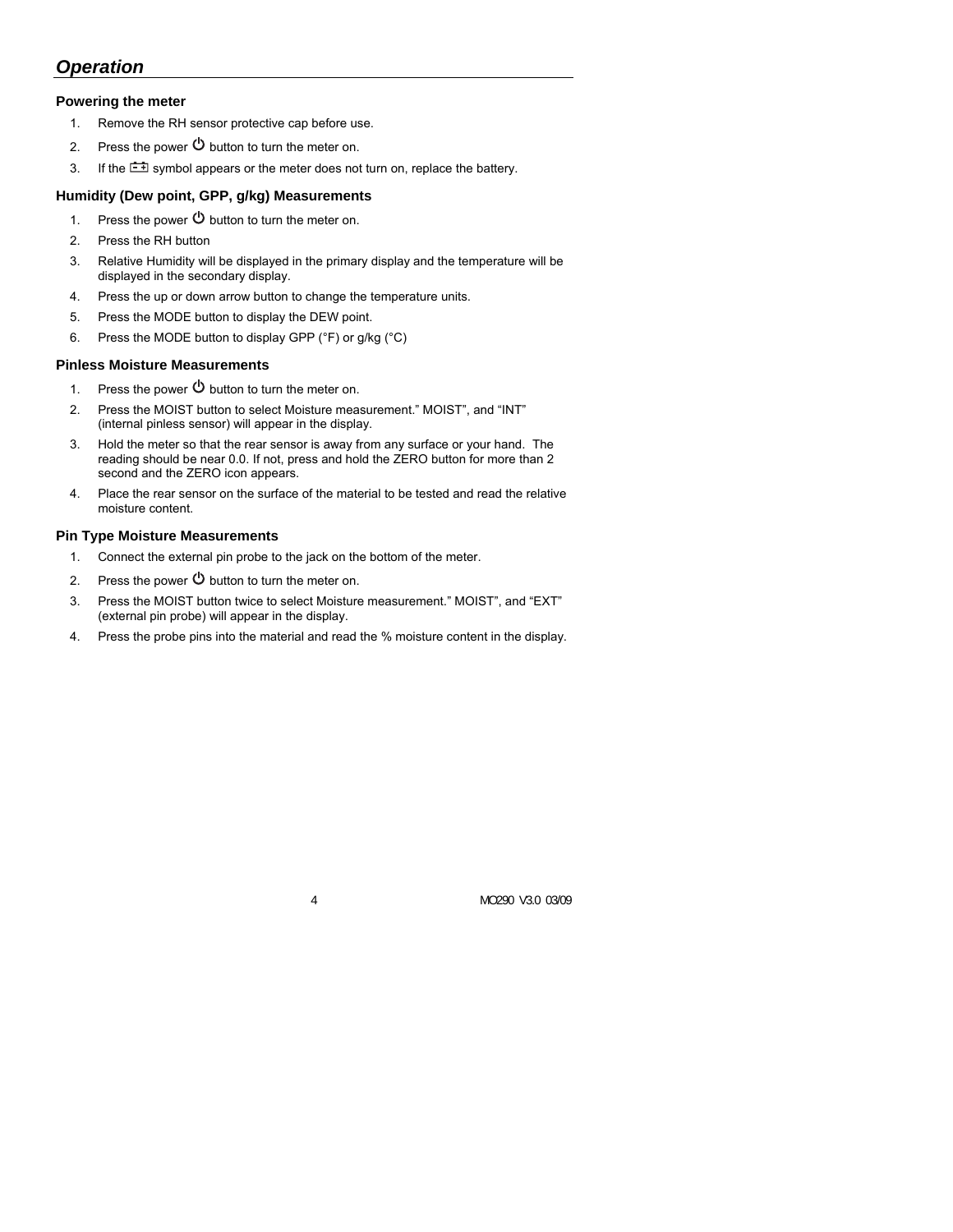## *Operation*

### Powering the meter

1. Remove the RH sensor protective cap before use.
2. Press the power ⏻ button to turn the meter on.
3. If the 🔋 symbol appears or the meter does not turn on, replace the battery.

### Humidity (Dew point, GPP, g/kg) Measurements

1. Press the power ⏻ button to turn the meter on.
2. Press the RH button
3. Relative Humidity will be displayed in the primary display and the temperature will be displayed in the secondary display.
4. Press the up or down arrow button to change the temperature units.
5. Press the MODE button to display the DEW point.
6. Press the MODE button to display GPP (°F) or g/kg (°C)

### Pinless Moisture Measurements

1. Press the power ⏻ button to turn the meter on.
2. Press the MOIST button to select Moisture measurement." MOIST", and "INT" (internal pinless sensor) will appear in the display.
3. Hold the meter so that the rear sensor is away from any surface or your hand. The reading should be near 0.0. If not, press and hold the ZERO button for more than 2 second and the ZERO icon appears.
4. Place the rear sensor on the surface of the material to be tested and read the relative moisture content.

### Pin Type Moisture Measurements

1. Connect the external pin probe to the jack on the bottom of the meter.
2. Press the power ⏻ button to turn the meter on.
3. Press the MOIST button twice to select Moisture measurement." MOIST", and "EXT" (external pin probe) will appear in the display.
4. Press the probe pins into the material and read the % moisture content in the display.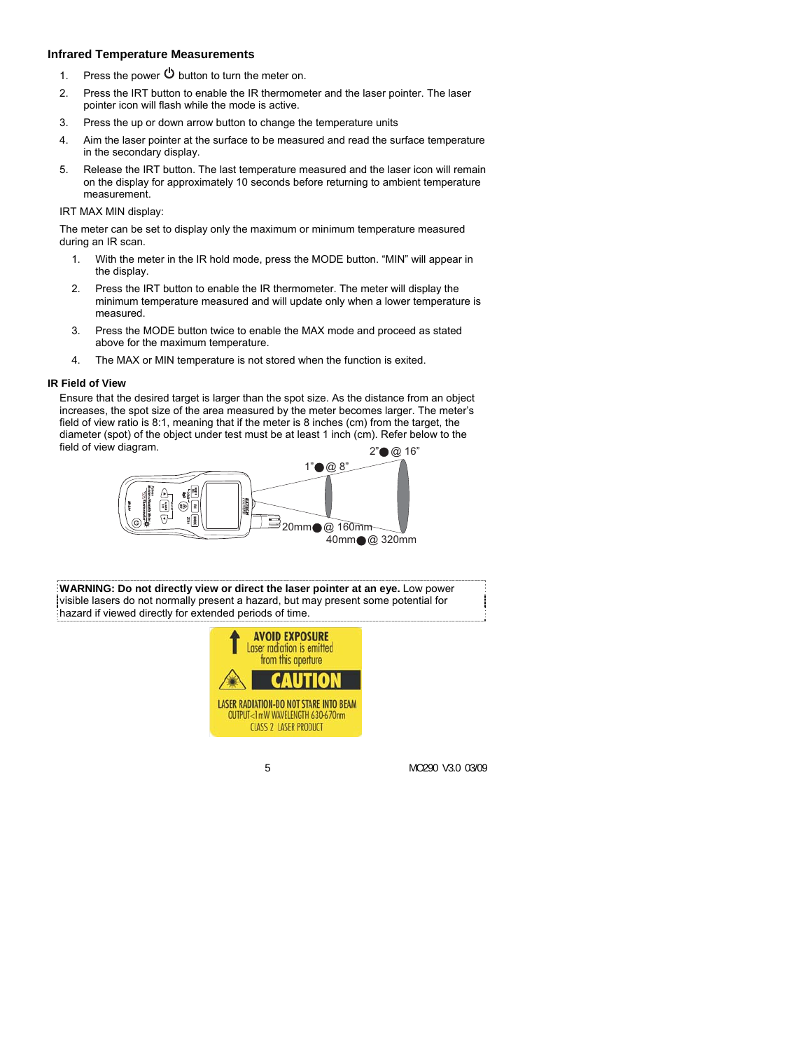### Infrared Temperature Measurements

1. Press the power ⏻ button to turn the meter on.
2. Press the IRT button to enable the IR thermometer and the laser pointer. The laser pointer icon will flash while the mode is active.
3. Press the up or down arrow button to change the temperature units
4. Aim the laser pointer at the surface to be measured and read the surface temperature in the secondary display.
5. Release the IRT button. The last temperature measured and the laser icon will remain on the display for approximately 10 seconds before returning to ambient temperature measurement.

IRT MAX MIN display:

The meter can be set to display only the maximum or minimum temperature measured during an IR scan.

1. With the meter in the IR hold mode, press the MODE button. “MIN” will appear in the display.
2. Press the IRT button to enable the IR thermometer. The meter will display the minimum temperature measured and will update only when a lower temperature is measured.
3. Press the MODE button twice to enable the MAX mode and proceed as stated above for the maximum temperature.
4. The MAX or MIN temperature is not stored when the function is exited.

#### IR Field of View

Ensure that the desired target is larger than the spot size. As the distance from an object increases, the spot size of the area measured by the meter becomes larger. The meter’s field of view ratio is 8:1, meaning that if the meter is 8 inches (cm) from the target, the diameter (spot) of the object under test must be at least 1 inch (cm). Refer below to the field of view diagram.

1”● @ 8”    2”● @ 16”

20mm● @ 160mm    40mm● @ 320mm

**WARNING: Do not directly view or direct the laser pointer at an eye.** Low power visible lasers do not normally present a hazard, but may present some potential for hazard if viewed directly for extended periods of time.

AVOID EXPOSURE
Laser radiation is emitted from this aperture

CAUTION

LASER RADIATION-DO NOT STARE INTO BEAM
OUTPUT<1mW WAVELENGTH 630-670nm
CLASS 2 LASER PRODUCT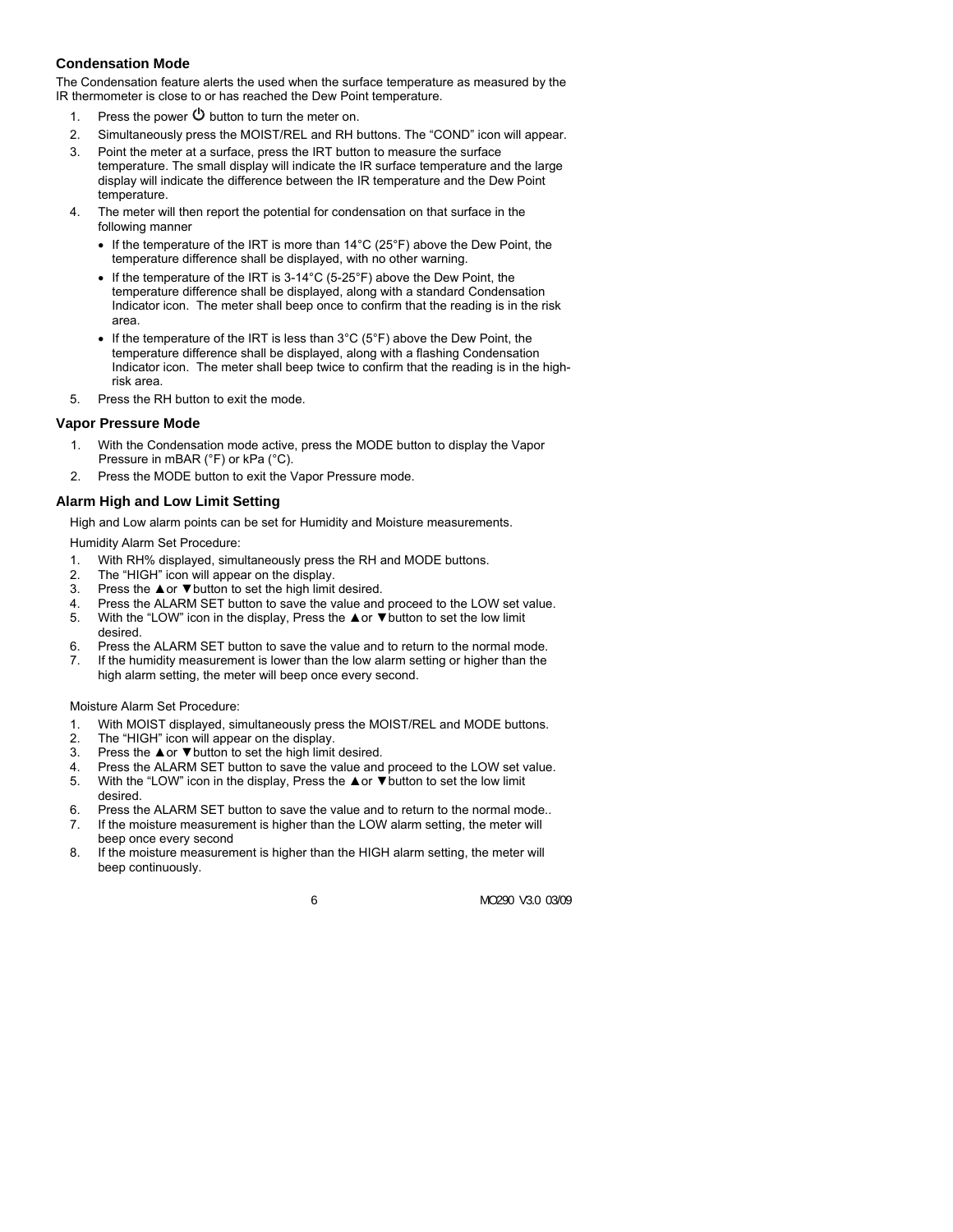### Condensation Mode

The Condensation feature alerts the used when the surface temperature as measured by the IR thermometer is close to or has reached the Dew Point temperature.

1. Press the power ⏻ button to turn the meter on.
2. Simultaneously press the MOIST/REL and RH buttons. The “COND” icon will appear.
3. Point the meter at a surface, press the IRT button to measure the surface temperature. The small display will indicate the IR surface temperature and the large display will indicate the difference between the IR temperature and the Dew Point temperature.
4. The meter will then report the potential for condensation on that surface in the following manner
   - If the temperature of the IRT is more than 14°C (25°F) above the Dew Point, the temperature difference shall be displayed, with no other warning.
   - If the temperature of the IRT is 3-14°C (5-25°F) above the Dew Point, the temperature difference shall be displayed, along with a standard Condensation Indicator icon. The meter shall beep once to confirm that the reading is in the risk area.
   - If the temperature of the IRT is less than 3°C (5°F) above the Dew Point, the temperature difference shall be displayed, along with a flashing Condensation Indicator icon. The meter shall beep twice to confirm that the reading is in the high-risk area.
5. Press the RH button to exit the mode.

### Vapor Pressure Mode

1. With the Condensation mode active, press the MODE button to display the Vapor Pressure in mBAR (°F) or kPa (°C).
2. Press the MODE button to exit the Vapor Pressure mode.

### Alarm High and Low Limit Setting

High and Low alarm points can be set for Humidity and Moisture measurements.

Humidity Alarm Set Procedure:

1. With RH% displayed, simultaneously press the RH and MODE buttons.
2. The “HIGH” icon will appear on the display.
3. Press the ▲or ▼button to set the high limit desired.
4. Press the ALARM SET button to save the value and proceed to the LOW set value.
5. With the “LOW” icon in the display, Press the ▲or ▼button to set the low limit desired.
6. Press the ALARM SET button to save the value and to return to the normal mode.
7. If the humidity measurement is lower than the low alarm setting or higher than the high alarm setting, the meter will beep once every second.

Moisture Alarm Set Procedure:

1. With MOIST displayed, simultaneously press the MOIST/REL and MODE buttons.
2. The “HIGH” icon will appear on the display.
3. Press the ▲or ▼button to set the high limit desired.
4. Press the ALARM SET button to save the value and proceed to the LOW set value.
5. With the “LOW” icon in the display, Press the ▲or ▼button to set the low limit desired.
6. Press the ALARM SET button to save the value and to return to the normal mode..
7. If the moisture measurement is higher than the LOW alarm setting, the meter will beep once every second
8. If the moisture measurement is higher than the HIGH alarm setting, the meter will beep continuously.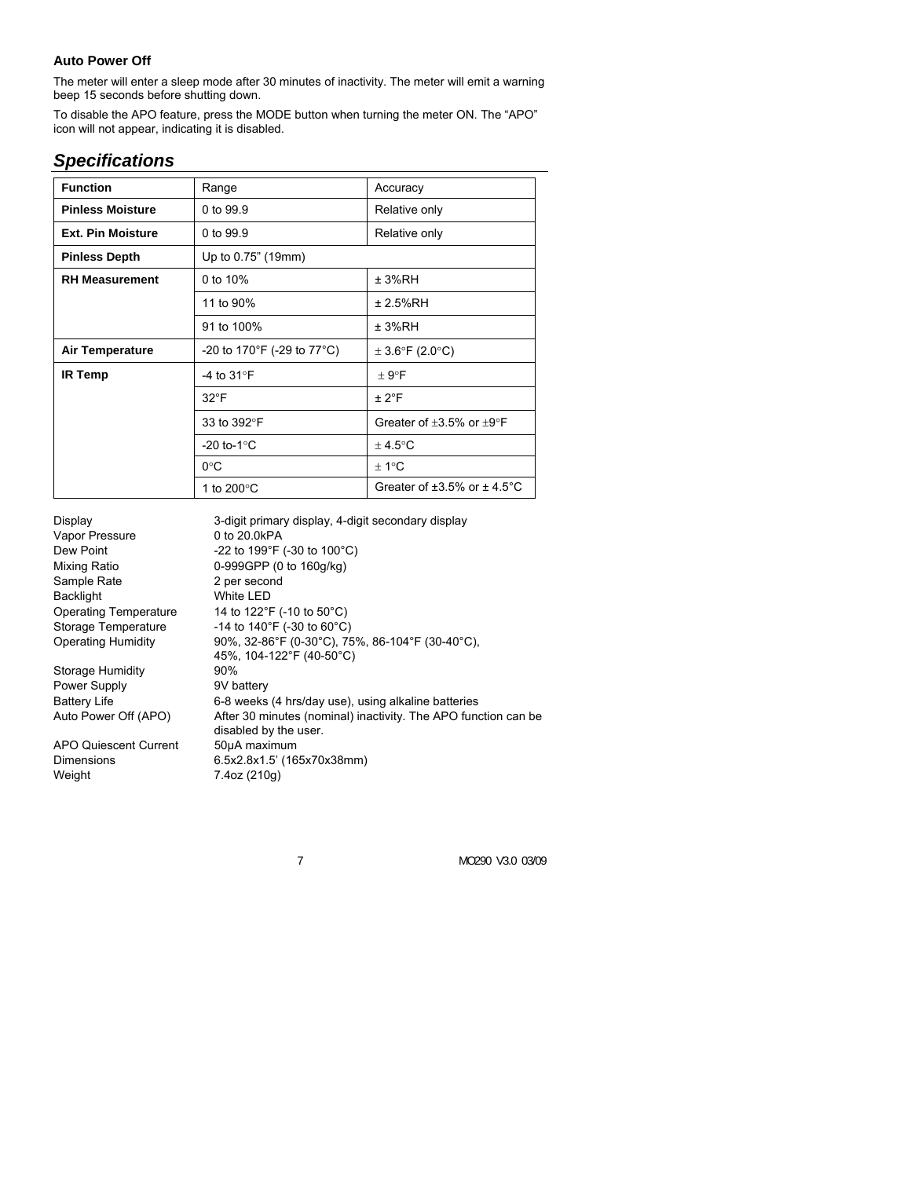### Auto Power Off

The meter will enter a sleep mode after 30 minutes of inactivity. The meter will emit a warning beep 15 seconds before shutting down.

To disable the APO feature, press the MODE button when turning the meter ON. The "APO" icon will not appear, indicating it is disabled.

## *Specifications*

| **Function** | Range | Accuracy |
|---|---|---|
| **Pinless Moisture** | 0 to 99.9 | Relative only |
| **Ext. Pin Moisture** | 0 to 99.9 | Relative only |
| **Pinless Depth** | Up to 0.75" (19mm) | |
| **RH Measurement** | 0 to 10% | ± 3%RH |
| | 11 to 90% | ± 2.5%RH |
| | 91 to 100% | ± 3%RH |
| **Air Temperature** | -20 to 170°F (-29 to 77°C) | ± 3.6°F (2.0°C) |
| **IR Temp** | -4 to 31°F | ± 9°F |
| | 32°F | ± 2°F |
| | 33 to 392°F | Greater of ±3.5% or ±9°F |
| | -20 to-1°C | ± 4.5°C |
| | 0°C | ± 1°C |
| | 1 to 200°C | Greater of ±3.5% or ± 4.5°C |

| | |
|---|---|
| Display | 3-digit primary display, 4-digit secondary display |
| Vapor Pressure | 0 to 20.0kPA |
| Dew Point | -22 to 199°F (-30 to 100°C) |
| Mixing Ratio | 0-999GPP (0 to 160g/kg) |
| Sample Rate | 2 per second |
| Backlight | White LED |
| Operating Temperature | 14 to 122°F (-10 to 50°C) |
| Storage Temperature | -14 to 140°F (-30 to 60°C) |
| Operating Humidity | 90%, 32-86°F (0-30°C), 75%, 86-104°F (30-40°C), 45%, 104-122°F (40-50°C) |
| Storage Humidity | 90% |
| Power Supply | 9V battery |
| Battery Life | 6-8 weeks (4 hrs/day use), using alkaline batteries |
| Auto Power Off (APO) | After 30 minutes (nominal) inactivity. The APO function can be disabled by the user. |
| APO Quiescent Current | 50µA maximum |
| Dimensions | 6.5x2.8x1.5' (165x70x38mm) |
| Weight | 7.4oz (210g) |

MO290 V3.0 03/09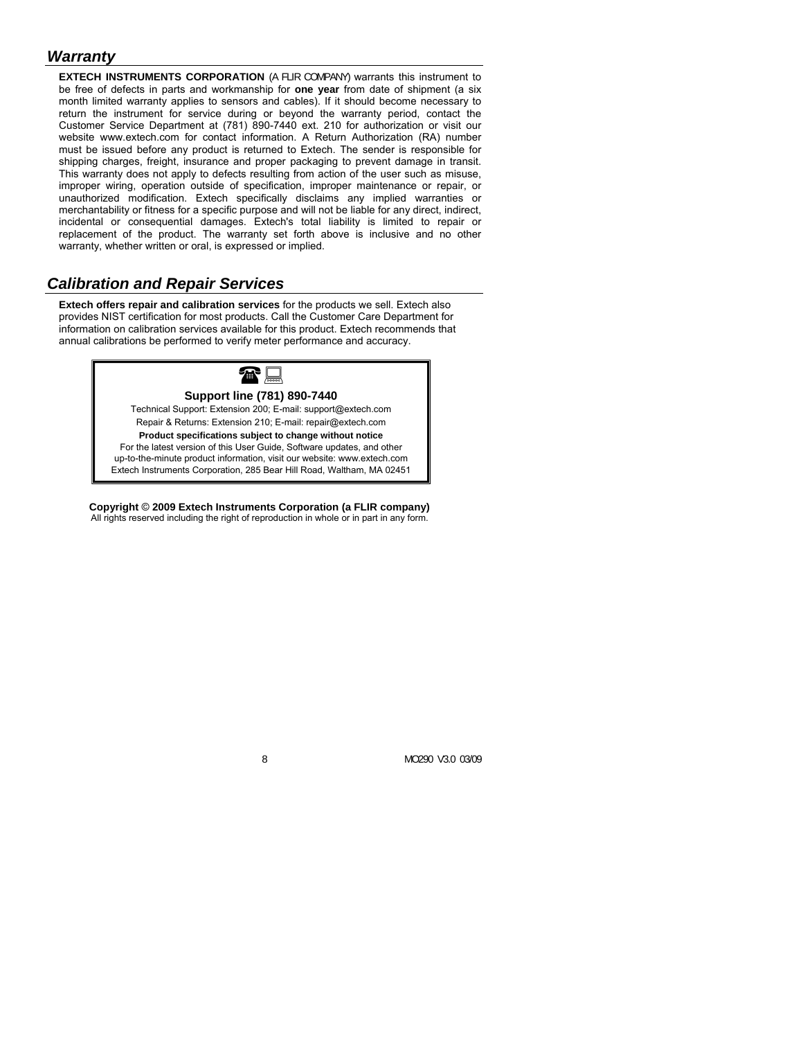## *Warranty*

**EXTECH INSTRUMENTS CORPORATION** (A FLIR COMPANY) warrants this instrument to be free of defects in parts and workmanship for **one year** from date of shipment (a six month limited warranty applies to sensors and cables). If it should become necessary to return the instrument for service during or beyond the warranty period, contact the Customer Service Department at (781) 890-7440 ext. 210 for authorization or visit our website www.extech.com for contact information. A Return Authorization (RA) number must be issued before any product is returned to Extech. The sender is responsible for shipping charges, freight, insurance and proper packaging to prevent damage in transit. This warranty does not apply to defects resulting from action of the user such as misuse, improper wiring, operation outside of specification, improper maintenance or repair, or unauthorized modification. Extech specifically disclaims any implied warranties or merchantability or fitness for a specific purpose and will not be liable for any direct, indirect, incidental or consequential damages. Extech's total liability is limited to repair or replacement of the product. The warranty set forth above is inclusive and no other warranty, whether written or oral, is expressed or implied.

## *Calibration and Repair Services*

**Extech offers repair and calibration services** for the products we sell. Extech also provides NIST certification for most products. Call the Customer Care Department for information on calibration services available for this product. Extech recommends that annual calibrations be performed to verify meter performance and accuracy.

**Support line (781) 890-7440**

Technical Support: Extension 200; E-mail: support@extech.com

Repair & Returns: Extension 210; E-mail: repair@extech.com

**Product specifications subject to change without notice**

For the latest version of this User Guide, Software updates, and other up-to-the-minute product information, visit our website: www.extech.com

Extech Instruments Corporation, 285 Bear Hill Road, Waltham, MA 02451

**Copyright © 2009 Extech Instruments Corporation (a FLIR company)**

All rights reserved including the right of reproduction in whole or in part in any form.

MO290 V3.0 03/09